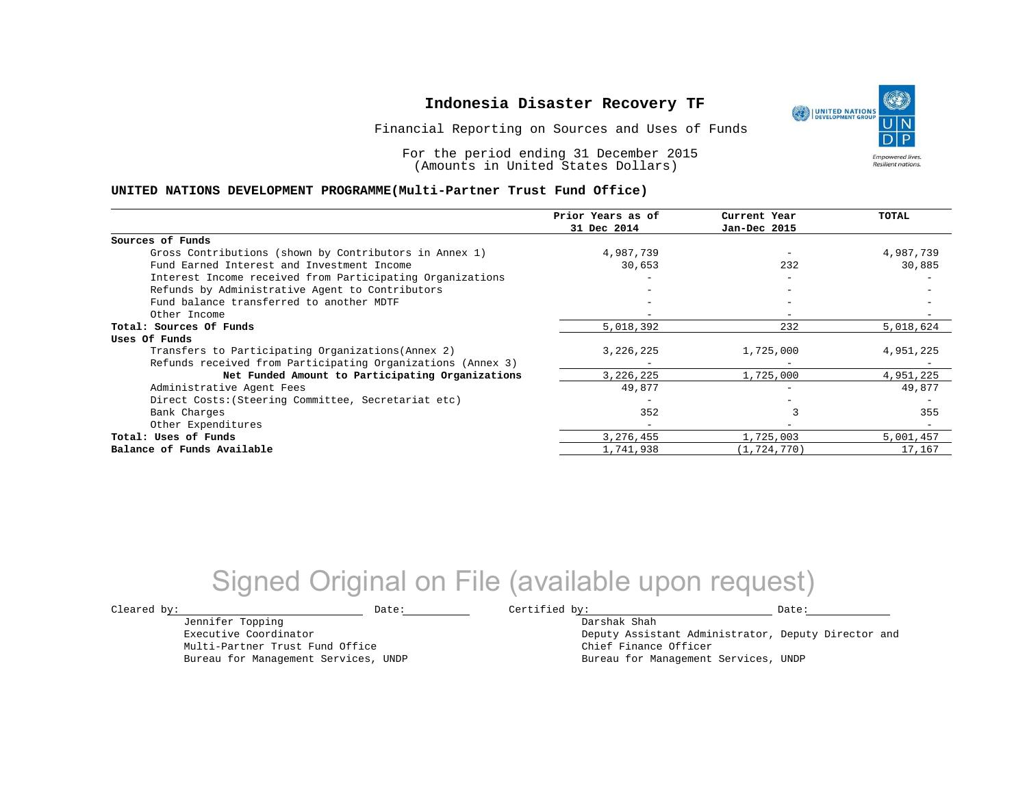# Indonesia Disaster Recovery TF

Financial Reporting on Sources and Uses of Funds

For the period ending 31 December 2015
(Amounts in United States Dollars)

## UNITED NATIONS DEVELOPMENT PROGRAMME(Multi-Partner Trust Fund Office)

| | Prior Years as of 31 Dec 2014 | Current Year Jan-Dec 2015 | TOTAL |
|---|---|---|---|
| **Sources of Funds** | | | |
| Gross Contributions (shown by Contributors in Annex 1) | 4,987,739 | - | 4,987,739 |
| Fund Earned Interest and Investment Income | 30,653 | 232 | 30,885 |
| Interest Income received from Participating Organizations | - | - | - |
| Refunds by Administrative Agent to Contributors | - | - | - |
| Fund balance transferred to another MDTF | - | - | - |
| Other Income | - | - | - |
| **Total: Sources Of Funds** | 5,018,392 | 232 | 5,018,624 |
| **Uses Of Funds** | | | |
| Transfers to Participating Organizations(Annex 2) | 3,226,225 | 1,725,000 | 4,951,225 |
| Refunds received from Participating Organizations (Annex 3) | - | - | - |
| **Net Funded Amount to Participating Organizations** | 3,226,225 | 1,725,000 | 4,951,225 |
| Administrative Agent Fees | 49,877 | - | 49,877 |
| Direct Costs:(Steering Committee, Secretariat etc) | - | - | - |
| Bank Charges | 352 | 3 | 355 |
| Other Expenditures | - | - | - |
| **Total: Uses of Funds** | 3,276,455 | 1,725,003 | 5,001,457 |
| **Balance of Funds Available** | 1,741,938 | (1,724,770) | 17,167 |

Signed Original on File (available upon request)

Cleared by: ____________________ Date: __________

Jennifer Topping
Executive Coordinator
Multi-Partner Trust Fund Office
Bureau for Management Services, UNDP

Certified by: ____________________ Date: __________

Darshak Shah
Deputy Assistant Administrator, Deputy Director and
Chief Finance Officer
Bureau for Management Services, UNDP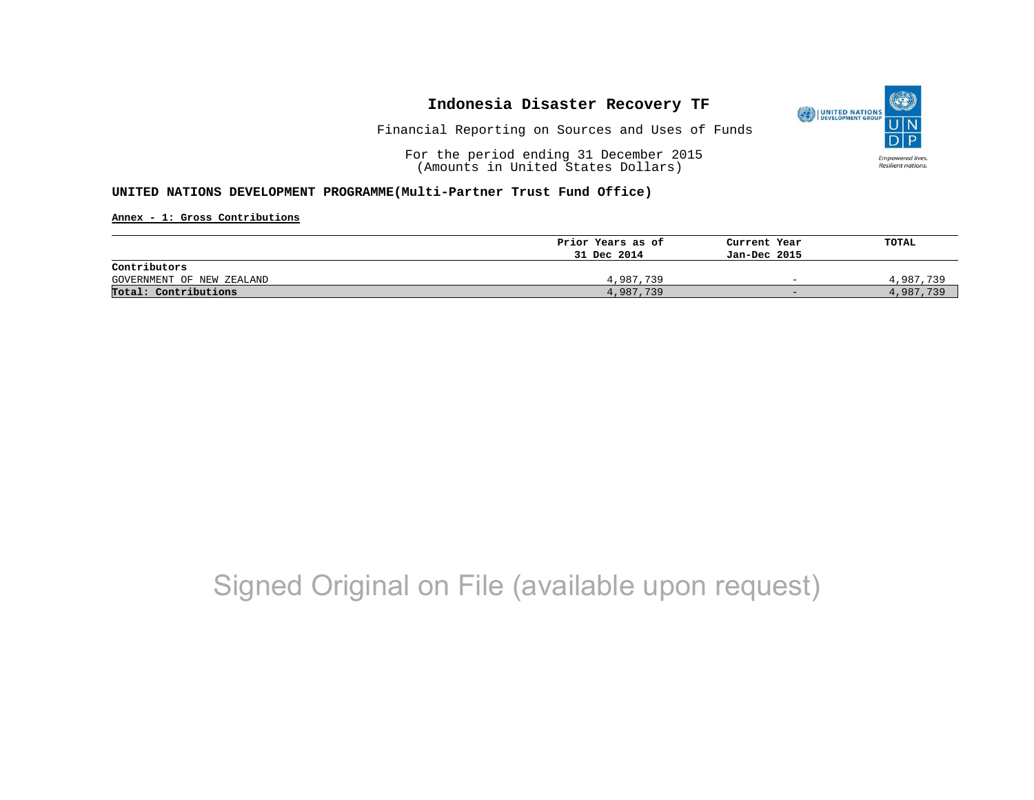# Indonesia Disaster Recovery TF

Financial Reporting on Sources and Uses of Funds

For the period ending 31 December 2015
(Amounts in United States Dollars)

**UNITED NATIONS DEVELOPMENT PROGRAMME(Multi-Partner Trust Fund Office)**

**Annex - 1: Gross Contributions**

| | Prior Years as of 31 Dec 2014 | Current Year Jan-Dec 2015 | TOTAL |
|---|---|---|---|
| **Contributors** | | | |
| GOVERNMENT OF NEW ZEALAND | 4,987,739 | - | 4,987,739 |
| **Total: Contributions** | 4,987,739 | - | 4,987,739 |

Signed Original on File (available upon request)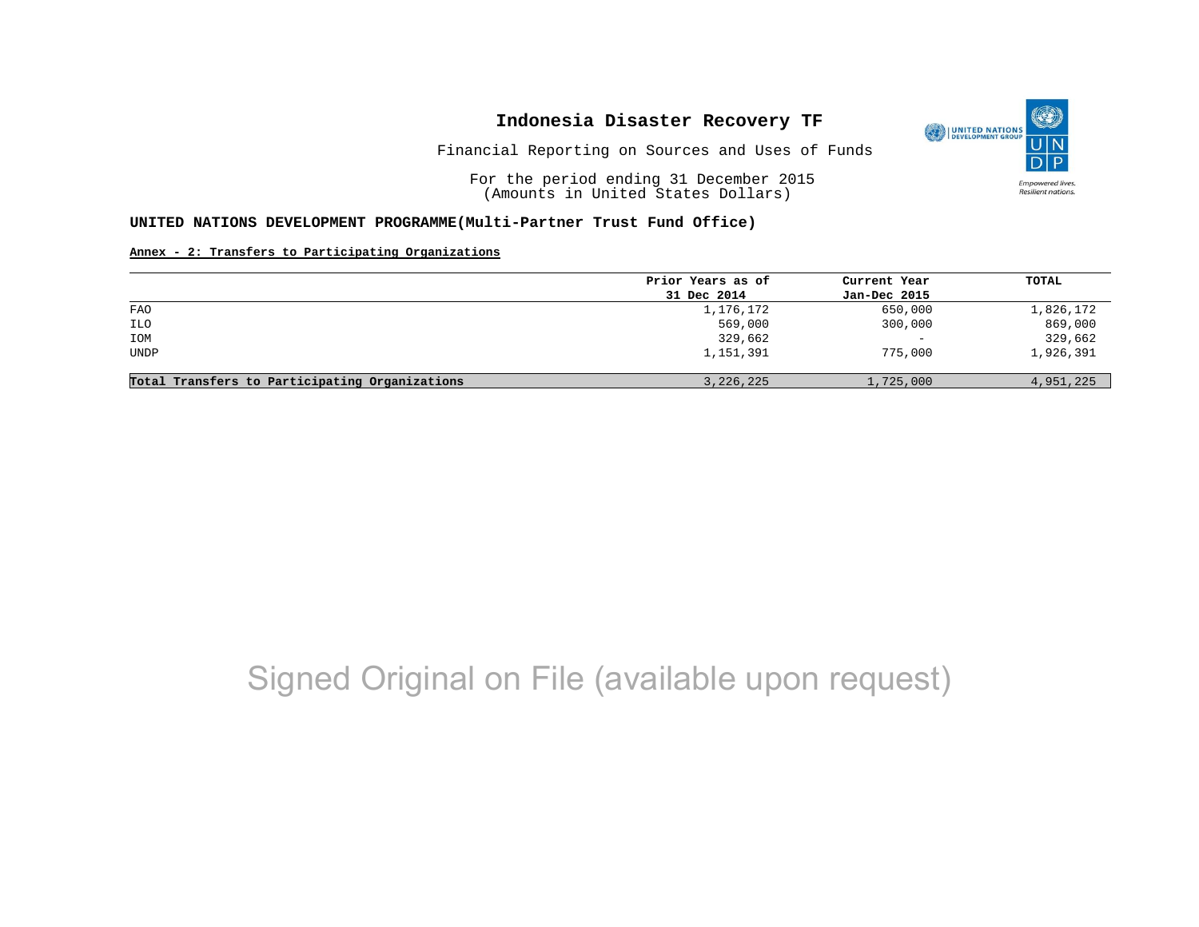# Indonesia Disaster Recovery TF

Financial Reporting on Sources and Uses of Funds

For the period ending 31 December 2015
(Amounts in United States Dollars)

**UNITED NATIONS DEVELOPMENT PROGRAMME(Multi-Partner Trust Fund Office)**

**Annex - 2: Transfers to Participating Organizations**

| | Prior Years as of 31 Dec 2014 | Current Year Jan-Dec 2015 | TOTAL |
|---|---|---|---|
| FAO | 1,176,172 | 650,000 | 1,826,172 |
| ILO | 569,000 | 300,000 | 869,000 |
| IOM | 329,662 | - | 329,662 |
| UNDP | 1,151,391 | 775,000 | 1,926,391 |
| **Total Transfers to Participating Organizations** | 3,226,225 | 1,725,000 | 4,951,225 |

Signed Original on File (available upon request)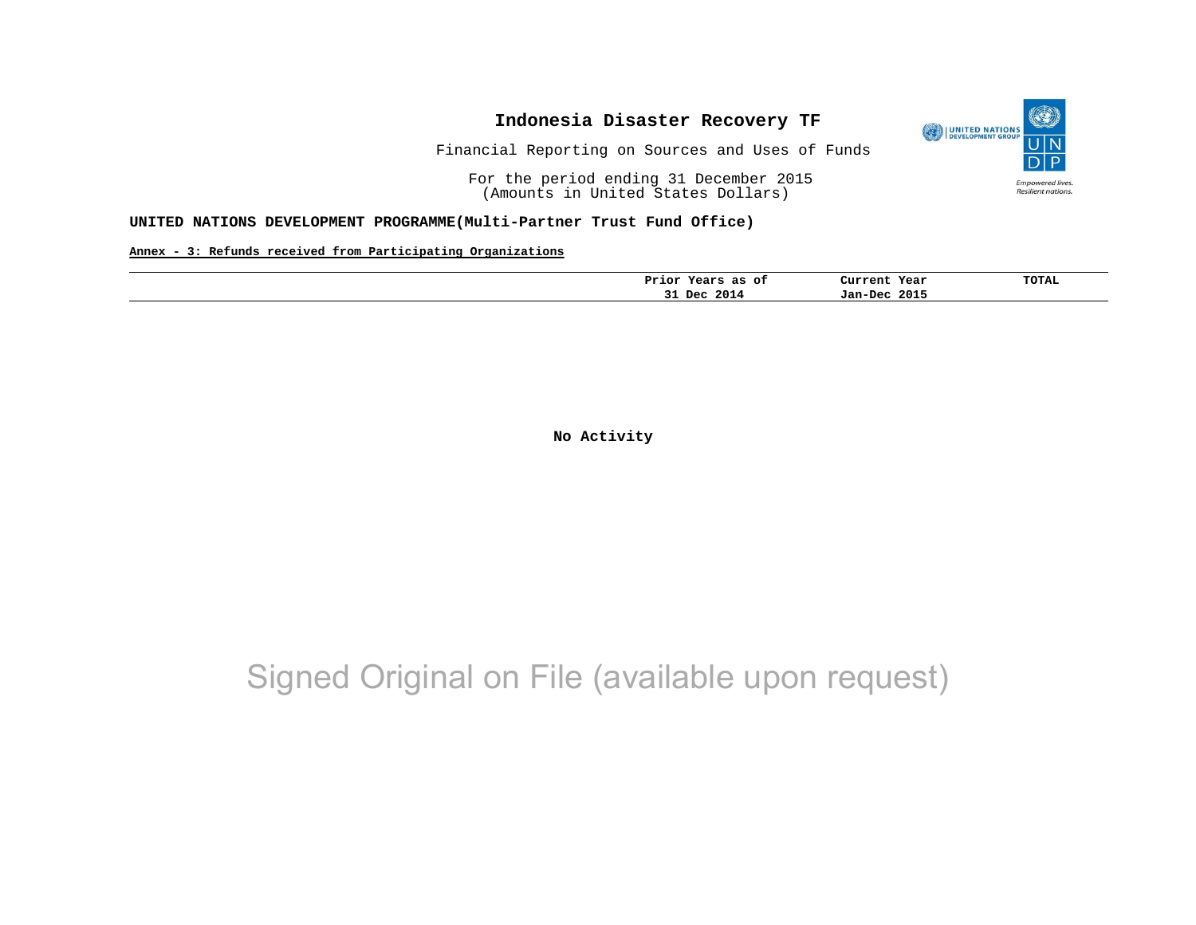# Indonesia Disaster Recovery TF

Financial Reporting on Sources and Uses of Funds

For the period ending 31 December 2015
(Amounts in United States Dollars)

**UNITED NATIONS DEVELOPMENT PROGRAMME(Multi-Partner Trust Fund Office)**

**Annex - 3: Refunds received from Participating Organizations**

| | Prior Years as of 31 Dec 2014 | Current Year Jan-Dec 2015 | TOTAL |
|---|---|---|---|

**No Activity**

Signed Original on File (available upon request)